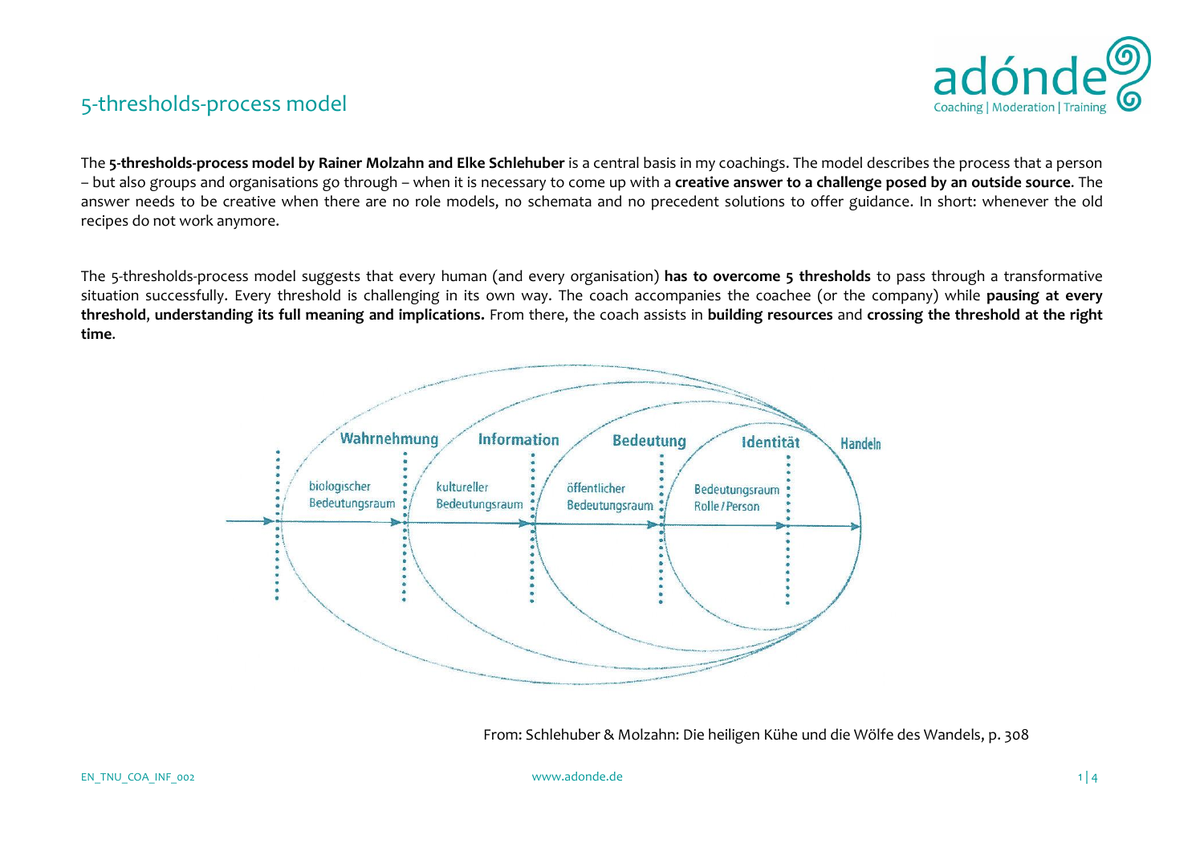# 5-thresholds-process model

The **5-thresholds-process model by Rainer Molzahn and Elke Schlehuber** is a central basis in my coachings. The model describes the process that a person – but also groups and organisations go through – when it is necessary to come up with a **creative answer to a challenge posed by an outside source**. The answer needs to be creative when there are no role models, no schemata and no precedent solutions to offer guidance. In short: whenever the old recipes do not work anymore.

The 5-thresholds-process model suggests that every human (and every organisation) **has to overcome 5 thresholds** to pass through a transformative situation successfully. Every threshold is challenging in its own way. The coach accompanies the coachee (or the company) while **pausing at every threshold**, **understanding its full meaning and implications.** From there, the coach assists in **building resources** and **crossing the threshold at the right time**.

Wahrnehmung — biologischer Bedeutungsraum

Information — kultureller Bedeutungsraum

Bedeutung — öffentlicher Bedeutungsraum

Identität — Bedeutungsraum Rolle / Person

Handeln

From: Schlehuber & Molzahn: Die heiligen Kühe und die Wölfe des Wandels, p. 308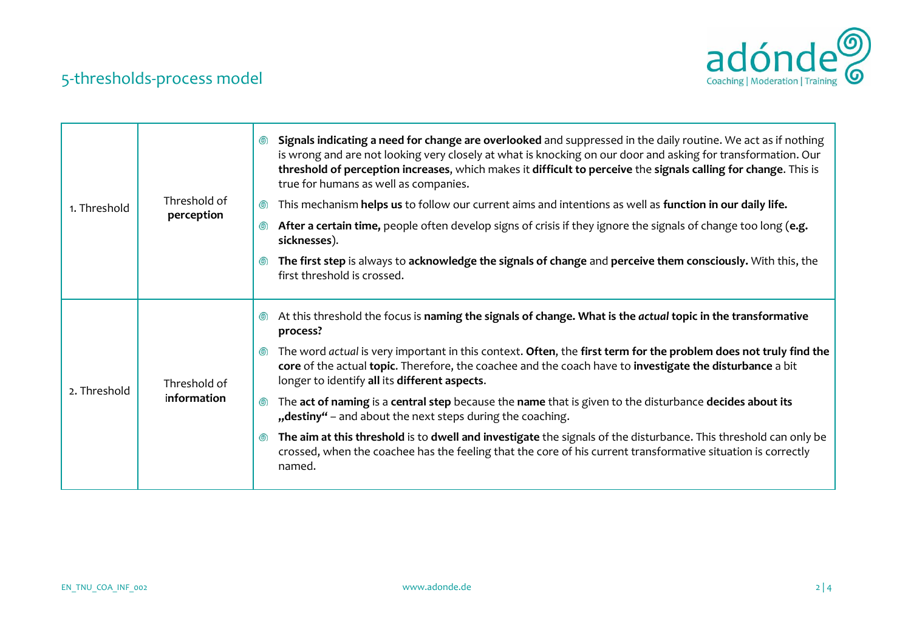## 5-thresholds-process model

| | | |
|---|---|---|
| 1. Threshold | Threshold of **perception** | ◎ **Signals indicating a need for change are overlooked** and suppressed in the daily routine. We act as if nothing is wrong and are not looking very closely at what is knocking on our door and asking for transformation. Our **threshold of perception increases**, which makes it **difficult to perceive** the **signals calling for change**. This is true for humans as well as companies.<br>◎ This mechanism **helps us** to follow our current aims and intentions as well as **function in our daily life.**<br>◎ **After a certain time,** people often develop signs of crisis if they ignore the signals of change too long (**e.g. sicknesses**).<br>◎ **The first step** is always to **acknowledge the signals of change** and **perceive them consciously.** With this, the first threshold is crossed. |
| 2. Threshold | Threshold of **information** | ◎ At this threshold the focus is **naming the signals of change. What is the *actual* topic in the transformative process?**<br>◎ The word *actual* is very important in this context. **Often**, the **first term for the problem does not truly find the core** of the actual **topic**. Therefore, the coachee and the coach have to **investigate the disturbance** a bit longer to identify **all** its **different aspects**.<br>◎ The **act of naming** is a **central step** because the **name** that is given to the disturbance **decides about its „destiny“** – and about the next steps during the coaching.<br>◎ **The aim at this threshold** is to **dwell and investigate** the signals of the disturbance. This threshold can only be crossed, when the coachee has the feeling that the core of his current transformative situation is correctly named. |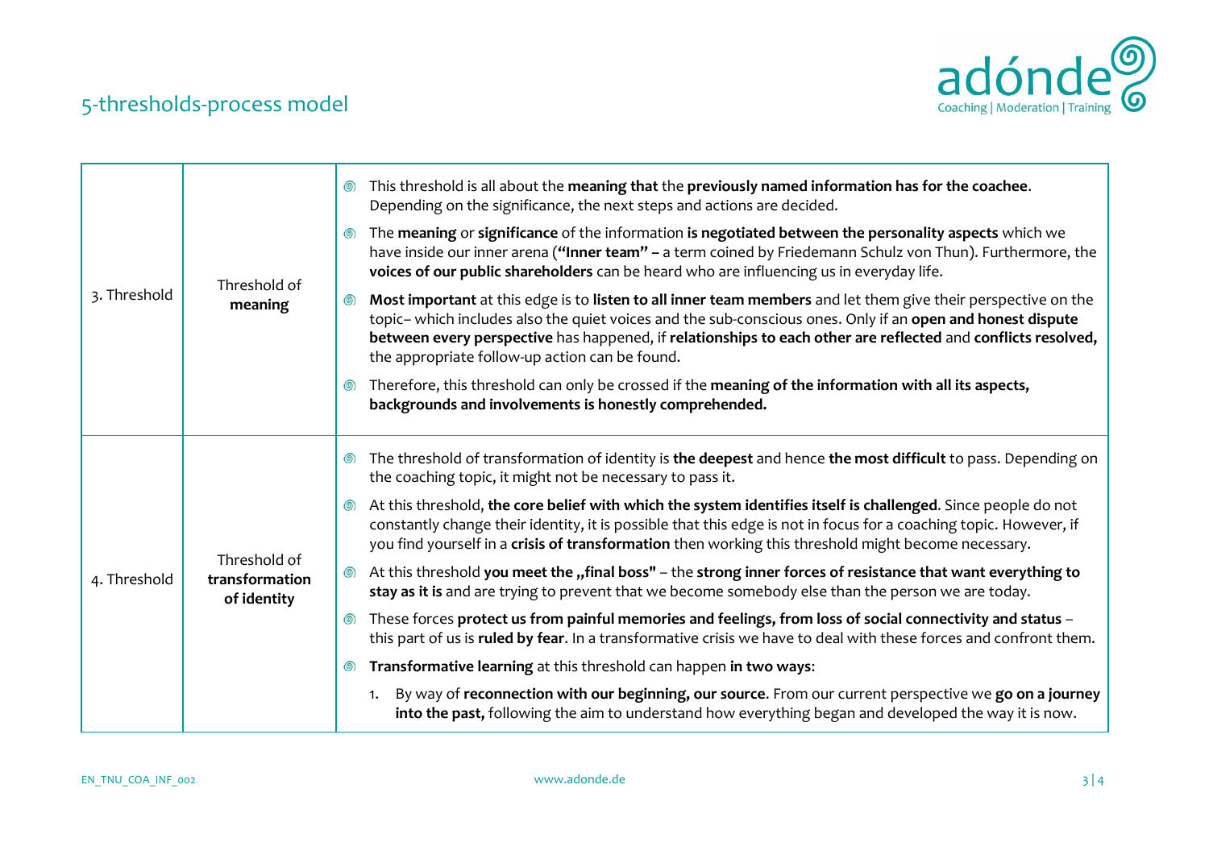## 5-thresholds-process model

| | | |
|---|---|---|
| 3. Threshold | Threshold of **meaning** | - This threshold is all about the **meaning that** the **previously named information has for the coachee**. Depending on the significance, the next steps and actions are decided.<br>- The **meaning** or **significance** of the information **is negotiated between the personality aspects** which we have inside our inner arena (**"Inner team" –** a term coined by Friedemann Schulz von Thun). Furthermore, the **voices of our public shareholders** can be heard who are influencing us in everyday life.<br>- **Most important** at this edge is to **listen to all inner team members** and let them give their perspective on the topic– which includes also the quiet voices and the sub-conscious ones. Only if an **open and honest dispute between every perspective** has happened, if **relationships to each other are reflected** and **conflicts resolved,** the appropriate follow-up action can be found.<br>- Therefore, this threshold can only be crossed if the **meaning of the information with all its aspects, backgrounds and involvements is honestly comprehended.** |
| 4. Threshold | **Threshold of transformation of identity** | - The threshold of transformation of identity is **the deepest** and hence **the most difficult** to pass. Depending on the coaching topic, it might not be necessary to pass it.<br>- At this threshold, **the core belief with which the system identifies itself is challenged**. Since people do not constantly change their identity, it is possible that this edge is not in focus for a coaching topic. However, if you find yourself in a **crisis of transformation** then working this threshold might become necessary.<br>- At this threshold **you meet the „final boss"** – the **strong inner forces of resistance that want everything to stay as it is** and are trying to prevent that we become somebody else than the person we are today.<br>- These forces **protect us from painful memories and feelings, from loss of social connectivity and status** – this part of us is **ruled by fear**. In a transformative crisis we have to deal with these forces and confront them.<br>- **Transformative learning** at this threshold can happen **in two ways**:<br>1. By way of **reconnection with our beginning, our source**. From our current perspective we **go on a journey into the past,** following the aim to understand how everything began and developed the way it is now. |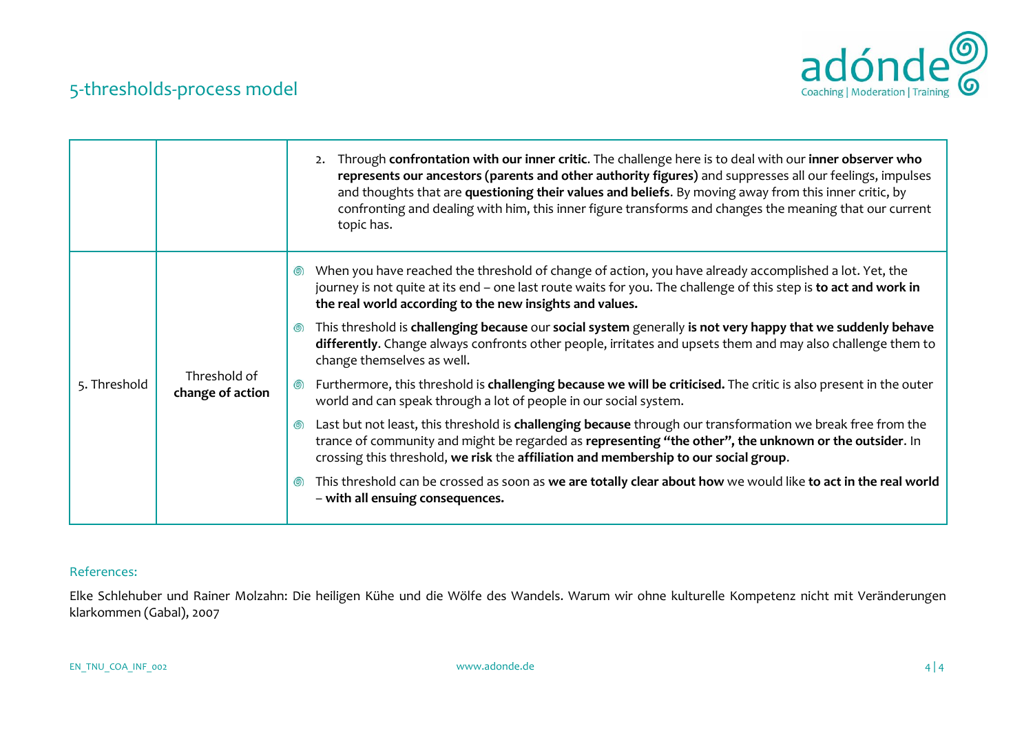## 5-thresholds-process model

| | | |
|---|---|---|
| | | 2. Through **confrontation with our inner critic**. The challenge here is to deal with our **inner observer who represents our ancestors (parents and other authority figures)** and suppresses all our feelings, impulses and thoughts that are **questioning their values and beliefs**. By moving away from this inner critic, by confronting and dealing with him, this inner figure transforms and changes the meaning that our current topic has. |
| 5. Threshold | **Threshold of change of action** | When you have reached the threshold of change of action, you have already accomplished a lot. Yet, the journey is not quite at its end – one last route waits for you. The challenge of this step is **to act and work in the real world according to the new insights and values.**<br>This threshold is **challenging because** our **social system** generally **is not very happy that we suddenly behave differently**. Change always confronts other people, irritates and upsets them and may also challenge them to change themselves as well.<br>Furthermore, this threshold is **challenging because we will be criticised.** The critic is also present in the outer world and can speak through a lot of people in our social system.<br>Last but not least, this threshold is **challenging because** through our transformation we break free from the trance of community and might be regarded as **representing "the other", the unknown or the outsider**. In crossing this threshold, **we risk** the **affiliation and membership to our social group**.<br>This threshold can be crossed as soon as **we are totally clear about how** we would like **to act in the real world – with all ensuing consequences.** |

References:

Elke Schlehuber und Rainer Molzahn: Die heiligen Kühe und die Wölfe des Wandels. Warum wir ohne kulturelle Kompetenz nicht mit Veränderungen klarkommen (Gabal), 2007